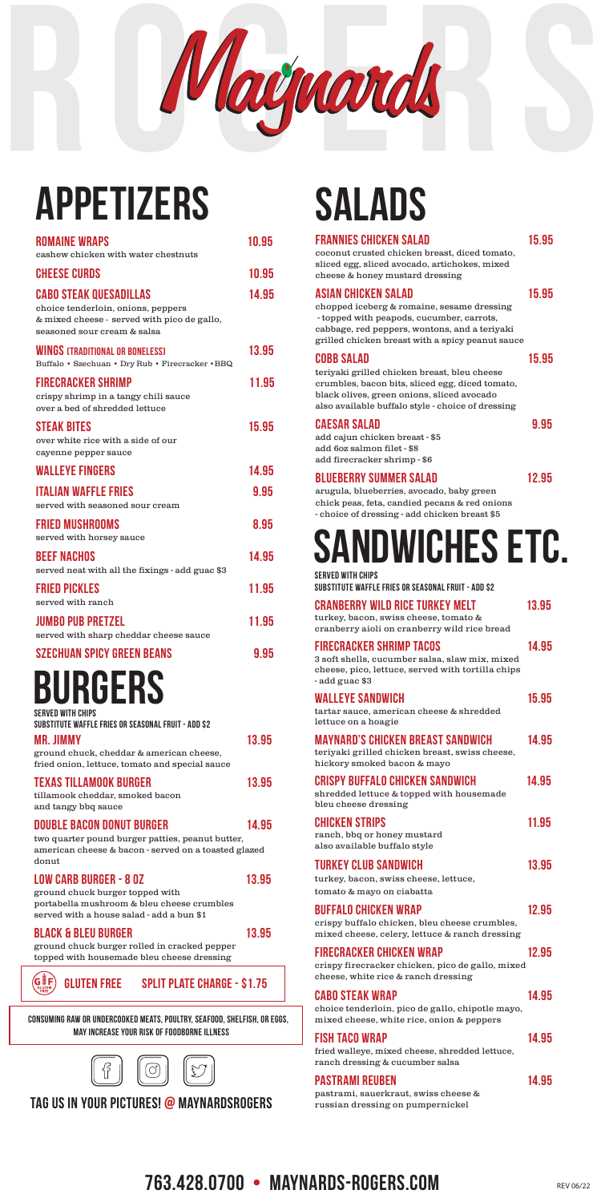# Maynards

ROGERS

## APPETIZERS

**ROMAINE WRAPS** 10.95
cashew chicken with water chestnuts

**CHEESE CURDS** 10.95

**CABO STEAK QUESADILLAS** 14.95
choice tenderloin, onions, peppers & mixed cheese - served with pico de gallo, seasoned sour cream & salsa

**WINGS (TRADITIONAL OR BONELESS)** 13.95
Buffalo • Szechuan • Dry Rub • Firecracker • BBQ

**FIRECRACKER SHRIMP** 11.95
crispy shrimp in a tangy chili sauce over a bed of shredded lettuce

**STEAK BITES** 15.95
over white rice with a side of our cayenne pepper sauce

**WALLEYE FINGERS** 14.95

**ITALIAN WAFFLE FRIES** 9.95
served with seasoned sour cream

**FRIED MUSHROOMS** 8.95
served with horsey sauce

**BEEF NACHOS** 14.95
served neat with all the fixings - add guac $3

**FRIED PICKLES** 11.95
served with ranch

**JUMBO PUB PRETZEL** 11.95
served with sharp cheddar cheese sauce

**SZECHUAN SPICY GREEN BEANS** 9.95

## BURGERS

**SERVED WITH CHIPS**
**SUBSTITUTE WAFFLE FRIES OR SEASONAL FRUIT - ADD $2**

**MR. JIMMY** 13.95
ground chuck, cheddar & american cheese, fried onion, lettuce, tomato and special sauce

**TEXAS TILLAMOOK BURGER** 13.95
tillamook cheddar, smoked bacon and tangy bbq sauce

**DOUBLE BACON DONUT BURGER** 14.95
two quarter pound burger patties, peanut butter, american cheese & bacon - served on a toasted glazed donut

**LOW CARB BURGER - 8 OZ** 13.95
ground chuck burger topped with portabella mushroom & bleu cheese crumbles served with a house salad - add a bun $1

**BLACK & BLEU BURGER** 13.95
ground chuck burger rolled in cracked pepper topped with housemade bleu cheese dressing

GF GLUTEN FREE    SPLIT PLATE CHARGE - $1.75

CONSUMING RAW OR UNDERCOOKED MEATS, POULTRY, SEAFOOD, SHELLFISH, OR EGGS, MAY INCREASE YOUR RISK OF FOODBORNE ILLNESS

TAG US IN YOUR PICTURES! @ MAYNARDSROGERS

## SALADS

**FRANNIES CHICKEN SALAD** 15.95
coconut crusted chicken breast, diced tomato, sliced egg, sliced avocado, artichokes, mixed cheese & honey mustard dressing

**ASIAN CHICKEN SALAD** 15.95
chopped iceberg & romaine, sesame dressing - topped with peapods, cucumber, carrots, cabbage, red peppers, wontons, and a teriyaki grilled chicken breast with a spicy peanut sauce

**COBB SALAD** 15.95
teriyaki grilled chicken breast, bleu cheese crumbles, bacon bits, sliced egg, diced tomato, black olives, green onions, sliced avocado also available buffalo style - choice of dressing

**CAESAR SALAD** 9.95
add cajun chicken breast - $5
add 6oz salmon filet - $8
add firecracker shrimp - $6

**BLUEBERRY SUMMER SALAD** 12.95
arugula, blueberries, avocado, baby green chick peas, feta, candied pecans & red onions - choice of dressing - add chicken breast $5

## SANDWICHES ETC.

**SERVED WITH CHIPS**
**SUBSTITUTE WAFFLE FRIES OR SEASONAL FRUIT - ADD $2**

**CRANBERRY WILD RICE TURKEY MELT** 13.95
turkey, bacon, swiss cheese, tomato & cranberry aioli on cranberry wild rice bread

**FIRECRACKER SHRIMP TACOS** 14.95
3 soft shells, cucumber salsa, slaw mix, mixed cheese, pico, lettuce, served with tortilla chips - add guac $3

**WALLEYE SANDWICH** 15.95
tartar sauce, american cheese & shredded lettuce on a hoagie

**MAYNARD'S CHICKEN BREAST SANDWICH** 14.95
teriyaki grilled chicken breast, swiss cheese, hickory smoked bacon & mayo

**CRISPY BUFFALO CHICKEN SANDWICH** 14.95
shredded lettuce & topped with housemade bleu cheese dressing

**CHICKEN STRIPS** 11.95
ranch, bbq or honey mustard
also available buffalo style

**TURKEY CLUB SANDWICH** 13.95
turkey, bacon, swiss cheese, lettuce, tomato & mayo on ciabatta

**BUFFALO CHICKEN WRAP** 12.95
crispy buffalo chicken, bleu cheese crumbles, mixed cheese, celery, lettuce & ranch dressing

**FIRECRACKER CHICKEN WRAP** 12.95
crispy firecracker chicken, pico de gallo, mixed cheese, white rice & ranch dressing

**CABO STEAK WRAP** 14.95
choice tenderloin, pico de gallo, chipotle mayo, mixed cheese, white rice, onion & peppers

**FISH TACO WRAP** 14.95
fried walleye, mixed cheese, shredded lettuce, ranch dressing & cucumber salsa

**PASTRAMI REUBEN** 14.95
pastrami, sauerkraut, swiss cheese & russian dressing on pumpernickel

763.428.0700 • MAYNARDS-ROGERS.COM

REV 06/22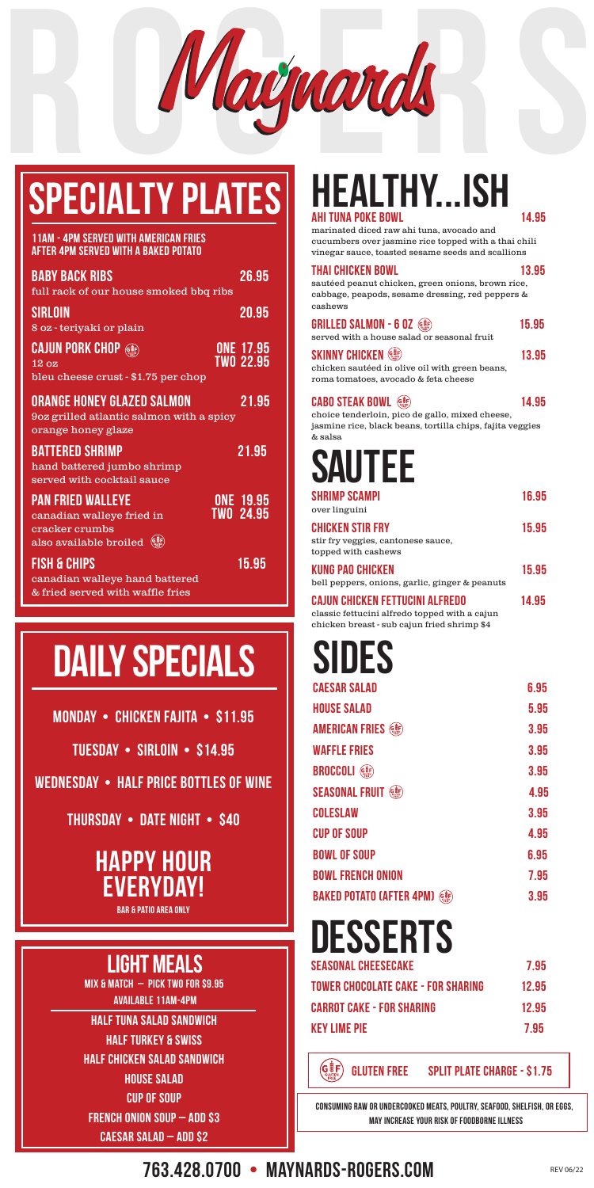# Maynards ROGERS

## SPECIALTY PLATES

**11AM - 4PM SERVED WITH AMERICAN FRIES**
**AFTER 4PM SERVED WITH A BAKED POTATO**

**BABY BACK RIBS** 26.95
full rack of our house smoked bbq ribs

**SIRLOIN** 20.95
8 oz - teriyaki or plain

**CAJUN PORK CHOP** (GF) ONE 17.95 / TWO 22.95
12 oz
bleu cheese crust - $1.75 per chop

**ORANGE HONEY GLAZED SALMON** 21.95
9oz grilled atlantic salmon with a spicy orange honey glaze

**BATTERED SHRIMP** 21.95
hand battered jumbo shrimp served with cocktail sauce

**PAN FRIED WALLEYE** ONE 19.95 / TWO 24.95
canadian walleye fried in cracker crumbs
also available broiled (GF)

**FISH & CHIPS** 15.95
canadian walleye hand battered & fried served with waffle fries

## DAILY SPECIALS

MONDAY • CHICKEN FAJITA • $11.95

TUESDAY • SIRLOIN • $14.95

WEDNESDAY • HALF PRICE BOTTLES OF WINE

THURSDAY • DATE NIGHT • $40

### HAPPY HOUR EVERYDAY!

BAR & PATIO AREA ONLY

## LIGHT MEALS

MIX & MATCH – PICK TWO FOR $9.95

AVAILABLE 11AM-4PM

- HALF TUNA SALAD SANDWICH
- HALF TURKEY & SWISS
- HALF CHICKEN SALAD SANDWICH
- HOUSE SALAD
- CUP OF SOUP
- FRENCH ONION SOUP – ADD $3
- CAESAR SALAD – ADD $2

## HEALTHY...ISH

**AHI TUNA POKE BOWL** 14.95
marinated diced raw ahi tuna, avocado and cucumbers over jasmine rice topped with a thai chili vinegar sauce, toasted sesame seeds and scallions

**THAI CHICKEN BOWL** 13.95
sautéed peanut chicken, green onions, brown rice, cabbage, peapods, sesame dressing, red peppers & cashews

**GRILLED SALMON - 6 OZ** (GF) 15.95
served with a house salad or seasonal fruit

**SKINNY CHICKEN** (GF) 13.95
chicken sautéed in olive oil with green beans, roma tomatoes, avocado & feta cheese

**CABO STEAK BOWL** (GF) 14.95
choice tenderloin, pico de gallo, mixed cheese, jasmine rice, black beans, tortilla chips, fajita veggies & salsa

## SAUTEE

**SHRIMP SCAMPI** 16.95
over linguini

**CHICKEN STIR FRY** 15.95
stir fry veggies, cantonese sauce, topped with cashews

**KUNG PAO CHICKEN** 15.95
bell peppers, onions, garlic, ginger & peanuts

**CAJUN CHICKEN FETTUCINI ALFREDO** 14.95
classic fettucini alfredo topped with a cajun chicken breast - sub cajun fried shrimp $4

## SIDES

| | |
|---|---|
| CAESAR SALAD | 6.95 |
| HOUSE SALAD | 5.95 |
| AMERICAN FRIES (GF) | 3.95 |
| WAFFLE FRIES | 3.95 |
| BROCCOLI (GF) | 3.95 |
| SEASONAL FRUIT (GF) | 4.95 |
| COLESLAW | 3.95 |
| CUP OF SOUP | 4.95 |
| BOWL OF SOUP | 6.95 |
| BOWL FRENCH ONION | 7.95 |
| BAKED POTATO (AFTER 4PM) (GF) | 3.95 |

## DESSERTS

| | |
|---|---|
| SEASONAL CHEESECAKE | 7.95 |
| TOWER CHOCOLATE CAKE - FOR SHARING | 12.95 |
| CARROT CAKE - FOR SHARING | 12.95 |
| KEY LIME PIE | 7.95 |

(GF) GLUTEN FREE    SPLIT PLATE CHARGE - $1.75

CONSUMING RAW OR UNDERCOOKED MEATS, POULTRY, SEAFOOD, SHELFISH, OR EGGS, MAY INCREASE YOUR RISK OF FOODBORNE ILLNESS

763.428.0700 • MAYNARDS-ROGERS.COM

REV 06/22